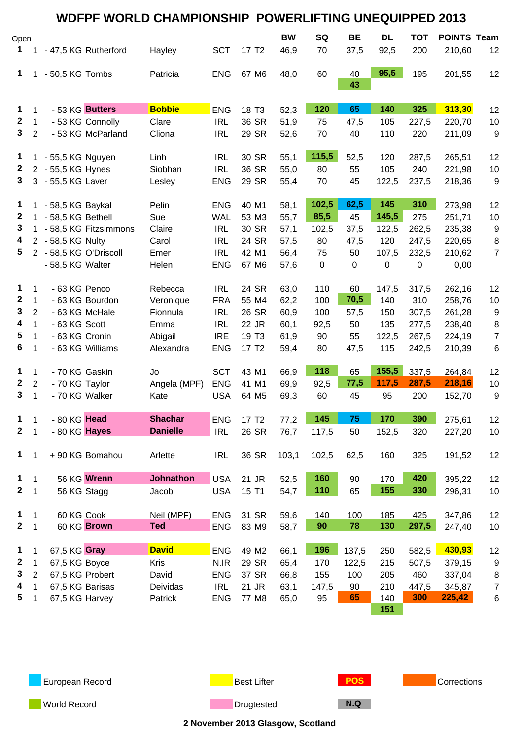# WDFPF WORLD CHAMPIONSHIP POWERLIFTING UNEQUIPPED 2013

| Open | | | | | | | | BW | SQ | BE | DL | TOT | POINTS | Team |
|---|---|---|---|---|---|---|---|---|---|---|---|---|---|---|
| 1 | 1 | - 47,5 KG | Rutherford | Hayley | SCT | 17 | T2 | 46,9 | 70 | 37,5 | 92,5 | 200 | 210,60 | 12 |
| 1 | 1 | - 50,5 KG | Tombs | Patricia | ENG | 67 | M6 | 48,0 | 60 | 40 | 95,5 | 195 | 201,55 | 12 |
| | | | | | | | | | | 43 | | | | |
| 1 | 1 | - 53 KG | Butters | Bobbie | ENG | 18 | T3 | 52,3 | 120 | 65 | 140 | 325 | 313,30 | 12 |
| 2 | 1 | - 53 KG | Connolly | Clare | IRL | 36 | SR | 51,9 | 75 | 47,5 | 105 | 227,5 | 220,70 | 10 |
| 3 | 2 | - 53 KG | McParland | Cliona | IRL | 29 | SR | 52,6 | 70 | 40 | 110 | 220 | 211,09 | 9 |
| 1 | 1 | - 55,5 KG | Nguyen | Linh | IRL | 30 | SR | 55,1 | 115,5 | 52,5 | 120 | 287,5 | 265,51 | 12 |
| 2 | 2 | - 55,5 KG | Hynes | Siobhan | IRL | 36 | SR | 55,0 | 80 | 55 | 105 | 240 | 221,98 | 10 |
| 3 | 3 | - 55,5 KG | Laver | Lesley | ENG | 29 | SR | 55,4 | 70 | 45 | 122,5 | 237,5 | 218,36 | 9 |
| 1 | 1 | - 58,5 KG | Baykal | Pelin | ENG | 40 | M1 | 58,1 | 102,5 | 62,5 | 145 | 310 | 273,98 | 12 |
| 2 | 1 | - 58,5 KG | Bethell | Sue | WAL | 53 | M3 | 55,7 | 85,5 | 45 | 145,5 | 275 | 251,71 | 10 |
| 3 | 1 | - 58,5 KG | Fitzsimmons | Claire | IRL | 30 | SR | 57,1 | 102,5 | 37,5 | 122,5 | 262,5 | 235,38 | 9 |
| 4 | 2 | - 58,5 KG | Nulty | Carol | IRL | 24 | SR | 57,5 | 80 | 47,5 | 120 | 247,5 | 220,65 | 8 |
| 5 | 2 | - 58,5 KG | O'Driscoll | Emer | IRL | 42 | M1 | 56,4 | 75 | 50 | 107,5 | 232,5 | 210,62 | 7 |
| | | - 58,5 KG | Walter | Helen | ENG | 67 | M6 | 57,6 | 0 | 0 | 0 | 0 | 0,00 | |
| 1 | 1 | - 63 KG | Penco | Rebecca | IRL | 24 | SR | 63,0 | 110 | 60 | 147,5 | 317,5 | 262,16 | 12 |
| 2 | 1 | - 63 KG | Bourdon | Veronique | FRA | 55 | M4 | 62,2 | 100 | 70,5 | 140 | 310 | 258,76 | 10 |
| 3 | 2 | - 63 KG | McHale | Fionnula | IRL | 26 | SR | 60,9 | 100 | 57,5 | 150 | 307,5 | 261,28 | 9 |
| 4 | 1 | - 63 KG | Scott | Emma | IRL | 22 | JR | 60,1 | 92,5 | 50 | 135 | 277,5 | 238,40 | 8 |
| 5 | 1 | - 63 KG | Cronin | Abigail | IRE | 19 | T3 | 61,9 | 90 | 55 | 122,5 | 267,5 | 224,19 | 7 |
| 6 | 1 | - 63 KG | Williams | Alexandra | ENG | 17 | T2 | 59,4 | 80 | 47,5 | 115 | 242,5 | 210,39 | 6 |
| 1 | 1 | - 70 KG | Gaskin | Jo | SCT | 43 | M1 | 66,9 | 118 | 65 | 155,5 | 337,5 | 264,84 | 12 |
| 2 | 2 | - 70 KG | Taylor | Angela (MPF) | ENG | 41 | M1 | 69,9 | 92,5 | 77,5 | 117,5 | 287,5 | 218,16 | 10 |
| 3 | 1 | - 70 KG | Walker | Kate | USA | 64 | M5 | 69,3 | 60 | 45 | 95 | 200 | 152,70 | 9 |
| 1 | 1 | - 80 KG | Head | Shachar | ENG | 17 | T2 | 77,2 | 145 | 75 | 170 | 390 | 275,61 | 12 |
| 2 | 1 | - 80 KG | Hayes | Danielle | IRL | 26 | SR | 76,7 | 117,5 | 50 | 152,5 | 320 | 227,20 | 10 |
| 1 | 1 | + 90 KG | Bomahou | Arlette | IRL | 36 | SR | 103,1 | 102,5 | 62,5 | 160 | 325 | 191,52 | 12 |
| 1 | 1 | 56 KG | Wrenn | Johnathon | USA | 21 | JR | 52,5 | 160 | 90 | 170 | 420 | 395,22 | 12 |
| 2 | 1 | 56 KG | Stagg | Jacob | USA | 15 | T1 | 54,7 | 110 | 65 | 155 | 330 | 296,31 | 10 |
| 1 | 1 | 60 KG | Cook | Neil (MPF) | ENG | 31 | SR | 59,6 | 140 | 100 | 185 | 425 | 347,86 | 12 |
| 2 | 1 | 60 KG | Brown | Ted | ENG | 83 | M9 | 58,7 | 90 | 78 | 130 | 297,5 | 247,40 | 10 |
| 1 | 1 | 67,5 KG | Gray | David | ENG | 49 | M2 | 66,1 | 196 | 137,5 | 250 | 582,5 | 430,93 | 12 |
| 2 | 1 | 67,5 KG | Boyce | Kris | N.IR | 29 | SR | 65,4 | 170 | 122,5 | 215 | 507,5 | 379,15 | 9 |
| 3 | 2 | 67,5 KG | Probert | David | ENG | 37 | SR | 66,8 | 155 | 100 | 205 | 460 | 337,04 | 8 |
| 4 | 1 | 67,5 KG | Barisas | Deividas | IRL | 21 | JR | 63,1 | 147,5 | 90 | 210 | 447,5 | 345,87 | 7 |
| 5 | 1 | 67,5 KG | Harvey | Patrick | ENG | 77 | M8 | 65,0 | 95 | 65 | 140 | 300 | 225,42 | 6 |
| | | | | | | | | | | | 151 | | | |

European Record | Best Lifter | POS | Corrections

World Record | Drugtested | N.Q

**2 November 2013 Glasgow, Scotland**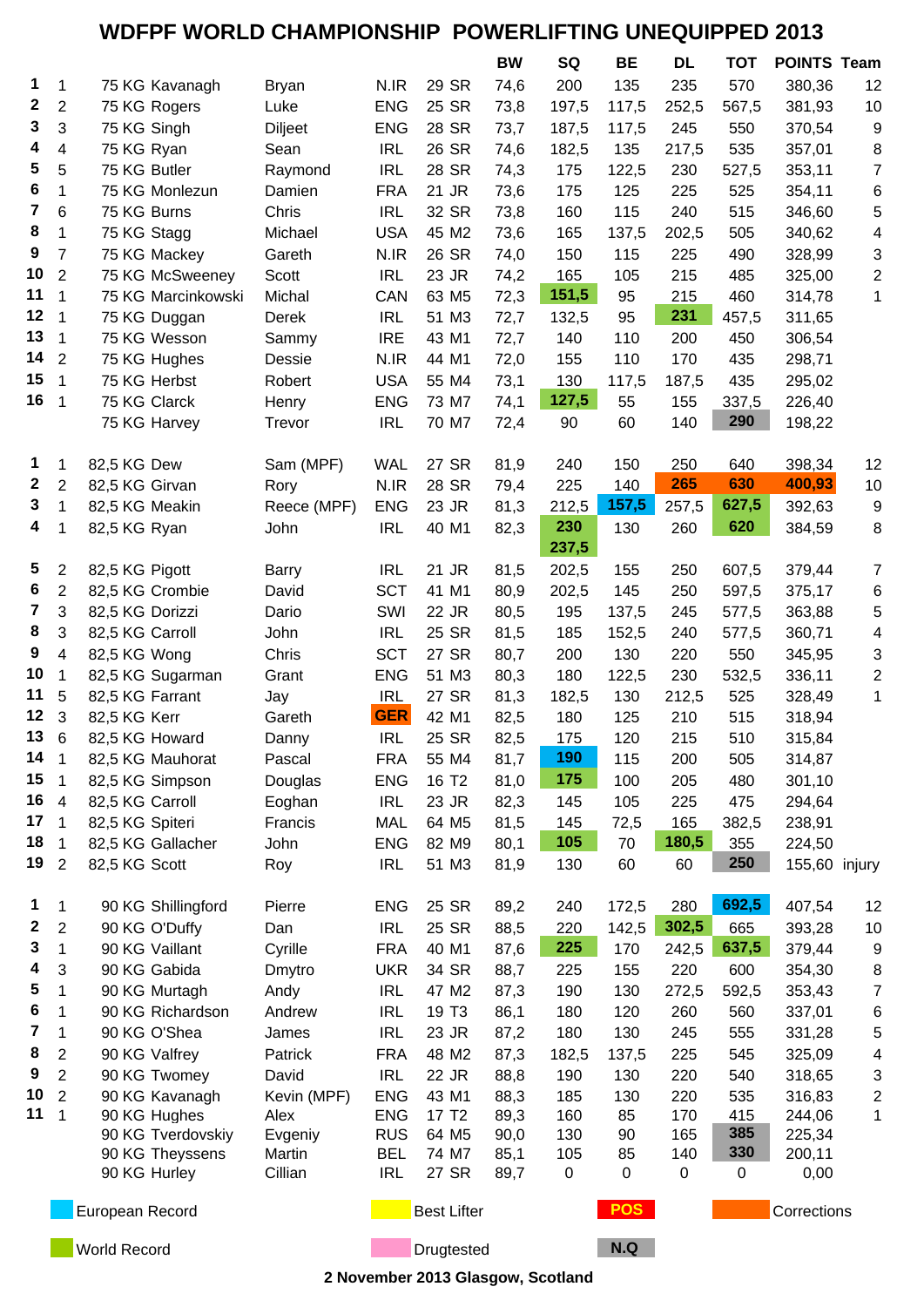# WDFPF WORLD CHAMPIONSHIP POWERLIFTING UNEQUIPPED 2013

| | | | | | | | | BW | SQ | BE | DL | TOT | POINTS | Team |
|---|---|---|---|---|---|---|---|---|---|---|---|---|---|---|
| 1 | 1 | 75 KG | Kavanagh | Bryan | N.IR | 29 | SR | 74,6 | 200 | 135 | 235 | 570 | 380,36 | 12 |
| 2 | 2 | 75 KG | Rogers | Luke | ENG | 25 | SR | 73,8 | 197,5 | 117,5 | 252,5 | 567,5 | 381,93 | 10 |
| 3 | 3 | 75 KG | Singh | Diljeet | ENG | 28 | SR | 73,7 | 187,5 | 117,5 | 245 | 550 | 370,54 | 9 |
| 4 | 4 | 75 KG | Ryan | Sean | IRL | 26 | SR | 74,6 | 182,5 | 135 | 217,5 | 535 | 357,01 | 8 |
| 5 | 5 | 75 KG | Butler | Raymond | IRL | 28 | SR | 74,3 | 175 | 122,5 | 230 | 527,5 | 353,11 | 7 |
| 6 | 1 | 75 KG | Monlezun | Damien | FRA | 21 | JR | 73,6 | 175 | 125 | 225 | 525 | 354,11 | 6 |
| 7 | 6 | 75 KG | Burns | Chris | IRL | 32 | SR | 73,8 | 160 | 115 | 240 | 515 | 346,60 | 5 |
| 8 | 1 | 75 KG | Stagg | Michael | USA | 45 | M2 | 73,6 | 165 | 137,5 | 202,5 | 505 | 340,62 | 4 |
| 9 | 7 | 75 KG | Mackey | Gareth | N.IR | 26 | SR | 74,0 | 150 | 115 | 225 | 490 | 328,99 | 3 |
| 10 | 2 | 75 KG | McSweeney | Scott | IRL | 23 | JR | 74,2 | 165 | 105 | 215 | 485 | 325,00 | 2 |
| 11 | 1 | 75 KG | Marcinkowski | Michal | CAN | 63 | M5 | 72,3 | 151,5 | 95 | 215 | 460 | 314,78 | 1 |
| 12 | 1 | 75 KG | Duggan | Derek | IRL | 51 | M3 | 72,7 | 132,5 | 95 | 231 | 457,5 | 311,65 | |
| 13 | 1 | 75 KG | Wesson | Sammy | IRE | 43 | M1 | 72,7 | 140 | 110 | 200 | 450 | 306,54 | |
| 14 | 2 | 75 KG | Hughes | Dessie | N.IR | 44 | M1 | 72,0 | 155 | 110 | 170 | 435 | 298,71 | |
| 15 | 1 | 75 KG | Herbst | Robert | USA | 55 | M4 | 73,1 | 130 | 117,5 | 187,5 | 435 | 295,02 | |
| 16 | 1 | 75 KG | Clarck | Henry | ENG | 73 | M7 | 74,1 | 127,5 | 55 | 155 | 337,5 | 226,40 | |
| | | 75 KG | Harvey | Trevor | IRL | 70 | M7 | 72,4 | 90 | 60 | 140 | 290 | 198,22 | |
| | | | | | | | | | | | | | | |
| 1 | 1 | 82,5 KG | Dew | Sam (MPF) | WAL | 27 | SR | 81,9 | 240 | 150 | 250 | 640 | 398,34 | 12 |
| 2 | 2 | 82,5 KG | Girvan | Rory | N.IR | 28 | SR | 79,4 | 225 | 140 | 265 | 630 | 400,93 | 10 |
| 3 | 1 | 82,5 KG | Meakin | Reece (MPF) | ENG | 23 | JR | 81,3 | 212,5 | 157,5 | 257,5 | 627,5 | 392,63 | 9 |
| 4 | 1 | 82,5 KG | Ryan | John | IRL | 40 | M1 | 82,3 | 230 / 237,5 | 130 | 260 | 620 | 384,59 | 8 |
| 5 | 2 | 82,5 KG | Pigott | Barry | IRL | 21 | JR | 81,5 | 202,5 | 155 | 250 | 607,5 | 379,44 | 7 |
| 6 | 2 | 82,5 KG | Crombie | David | SCT | 41 | M1 | 80,9 | 202,5 | 145 | 250 | 597,5 | 375,17 | 6 |
| 7 | 3 | 82,5 KG | Dorizzi | Dario | SWI | 22 | JR | 80,5 | 195 | 137,5 | 245 | 577,5 | 363,88 | 5 |
| 8 | 3 | 82,5 KG | Carroll | John | IRL | 25 | SR | 81,5 | 185 | 152,5 | 240 | 577,5 | 360,71 | 4 |
| 9 | 4 | 82,5 KG | Wong | Chris | SCT | 27 | SR | 80,7 | 200 | 130 | 220 | 550 | 345,95 | 3 |
| 10 | 1 | 82,5 KG | Sugarman | Grant | ENG | 51 | M3 | 80,3 | 180 | 122,5 | 230 | 532,5 | 336,11 | 2 |
| 11 | 5 | 82,5 KG | Farrant | Jay | IRL | 27 | SR | 81,3 | 182,5 | 130 | 212,5 | 525 | 328,49 | 1 |
| 12 | 3 | 82,5 KG | Kerr | Gareth | GER | 42 | M1 | 82,5 | 180 | 125 | 210 | 515 | 318,94 | |
| 13 | 6 | 82,5 KG | Howard | Danny | IRL | 25 | SR | 82,5 | 175 | 120 | 215 | 510 | 315,84 | |
| 14 | 1 | 82,5 KG | Mauhorat | Pascal | FRA | 55 | M4 | 81,7 | 190 | 115 | 200 | 505 | 314,87 | |
| 15 | 1 | 82,5 KG | Simpson | Douglas | ENG | 16 | T2 | 81,0 | 175 | 100 | 205 | 480 | 301,10 | |
| 16 | 4 | 82,5 KG | Carroll | Eoghan | IRL | 23 | JR | 82,3 | 145 | 105 | 225 | 475 | 294,64 | |
| 17 | 1 | 82,5 KG | Spiteri | Francis | MAL | 64 | M5 | 81,5 | 145 | 72,5 | 165 | 382,5 | 238,91 | |
| 18 | 1 | 82,5 KG | Gallacher | John | ENG | 82 | M9 | 80,1 | 105 | 70 | 180,5 | 355 | 224,50 | |
| 19 | 2 | 82,5 KG | Scott | Roy | IRL | 51 | M3 | 81,9 | 130 | 60 | 60 | 250 | 155,60 | injury |
| | | | | | | | | | | | | | | |
| 1 | 1 | 90 KG | Shillingford | Pierre | ENG | 25 | SR | 89,2 | 240 | 172,5 | 280 | 692,5 | 407,54 | 12 |
| 2 | 2 | 90 KG | O'Duffy | Dan | IRL | 25 | SR | 88,5 | 220 | 142,5 | 302,5 | 665 | 393,28 | 10 |
| 3 | 1 | 90 KG | Vaillant | Cyrille | FRA | 40 | M1 | 87,6 | 225 | 170 | 242,5 | 637,5 | 379,44 | 9 |
| 4 | 3 | 90 KG | Gabida | Dmytro | UKR | 34 | SR | 88,7 | 225 | 155 | 220 | 600 | 354,30 | 8 |
| 5 | 1 | 90 KG | Murtagh | Andy | IRL | 47 | M2 | 87,3 | 190 | 130 | 272,5 | 592,5 | 353,43 | 7 |
| 6 | 1 | 90 KG | Richardson | Andrew | IRL | 19 | T3 | 86,1 | 180 | 120 | 260 | 560 | 337,01 | 6 |
| 7 | 1 | 90 KG | O'Shea | James | IRL | 23 | JR | 87,2 | 180 | 130 | 245 | 555 | 331,28 | 5 |
| 8 | 2 | 90 KG | Valfrey | Patrick | FRA | 48 | M2 | 87,3 | 182,5 | 137,5 | 225 | 545 | 325,09 | 4 |
| 9 | 2 | 90 KG | Twomey | David | IRL | 22 | JR | 88,8 | 190 | 130 | 220 | 540 | 318,65 | 3 |
| 10 | 2 | 90 KG | Kavanagh | Kevin (MPF) | ENG | 43 | M1 | 88,3 | 185 | 130 | 220 | 535 | 316,83 | 2 |
| 11 | 1 | 90 KG | Hughes | Alex | ENG | 17 | T2 | 89,3 | 160 | 85 | 170 | 415 | 244,06 | 1 |
| | | 90 KG | Tverdovskiy | Evgeniy | RUS | 64 | M5 | 90,0 | 130 | 90 | 165 | 385 | 225,34 | |
| | | 90 KG | Theyssens | Martin | BEL | 74 | M7 | 85,1 | 105 | 85 | 140 | 330 | 200,11 | |
| | | 90 KG | Hurley | Cillian | IRL | 27 | SR | 89,7 | 0 | 0 | 0 | 0 | 0,00 | |

Legend: European Record | Best Lifter | POS | Corrections | World Record | Drugtested | N.Q

2 November 2013 Glasgow, Scotland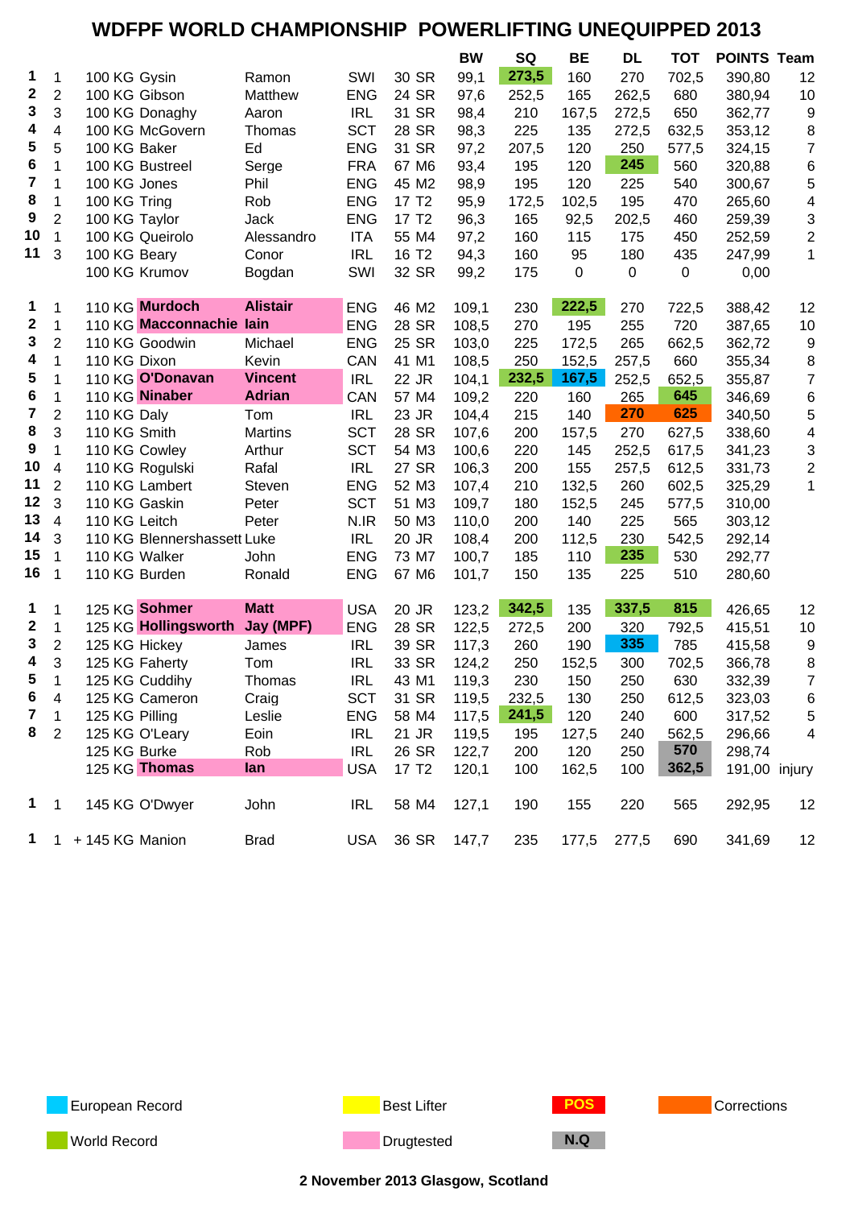# WDFPF WORLD CHAMPIONSHIP POWERLIFTING UNEQUIPPED 2013

| | | | | | | | | BW | SQ | BE | DL | TOT | POINTS | Team |
|---|---|---|---|---|---|---|---|---|---|---|---|---|---|---|
| 1 | 1 | 100 KG | Gysin | Ramon | SWI | 30 | SR | 99,1 | 273,5 | 160 | 270 | 702,5 | 390,80 | 12 |
| 2 | 2 | 100 KG | Gibson | Matthew | ENG | 24 | SR | 97,6 | 252,5 | 165 | 262,5 | 680 | 380,94 | 10 |
| 3 | 3 | 100 KG | Donaghy | Aaron | IRL | 31 | SR | 98,4 | 210 | 167,5 | 272,5 | 650 | 362,77 | 9 |
| 4 | 4 | 100 KG | McGovern | Thomas | SCT | 28 | SR | 98,3 | 225 | 135 | 272,5 | 632,5 | 353,12 | 8 |
| 5 | 5 | 100 KG | Baker | Ed | ENG | 31 | SR | 97,2 | 207,5 | 120 | 250 | 577,5 | 324,15 | 7 |
| 6 | 1 | 100 KG | Bustreel | Serge | FRA | 67 | M6 | 93,4 | 195 | 120 | 245 | 560 | 320,88 | 6 |
| 7 | 1 | 100 KG | Jones | Phil | ENG | 45 | M2 | 98,9 | 195 | 120 | 225 | 540 | 300,67 | 5 |
| 8 | 1 | 100 KG | Tring | Rob | ENG | 17 | T2 | 95,9 | 172,5 | 102,5 | 195 | 470 | 265,60 | 4 |
| 9 | 2 | 100 KG | Taylor | Jack | ENG | 17 | T2 | 96,3 | 165 | 92,5 | 202,5 | 460 | 259,39 | 3 |
| 10 | 1 | 100 KG | Queirolo | Alessandro | ITA | 55 | M4 | 97,2 | 160 | 115 | 175 | 450 | 252,59 | 2 |
| 11 | 3 | 100 KG | Beary | Conor | IRL | 16 | T2 | 94,3 | 160 | 95 | 180 | 435 | 247,99 | 1 |
| | | 100 KG | Krumov | Bogdan | SWI | 32 | SR | 99,2 | 175 | 0 | 0 | 0 | 0,00 | |
| 1 | 1 | 110 KG | **Murdoch** | **Alistair** | ENG | 46 | M2 | 109,1 | 230 | 222,5 | 270 | 722,5 | 388,42 | 12 |
| 2 | 1 | 110 KG | **Macconnachie** | **Iain** | ENG | 28 | SR | 108,5 | 270 | 195 | 255 | 720 | 387,65 | 10 |
| 3 | 2 | 110 KG | Goodwin | Michael | ENG | 25 | SR | 103,0 | 225 | 172,5 | 265 | 662,5 | 362,72 | 9 |
| 4 | 1 | 110 KG | Dixon | Kevin | CAN | 41 | M1 | 108,5 | 250 | 152,5 | 257,5 | 660 | 355,34 | 8 |
| 5 | 1 | 110 KG | **O'Donavan** | **Vincent** | IRL | 22 | JR | 104,1 | 232,5 | 167,5 | 252,5 | 652,5 | 355,87 | 7 |
| 6 | 1 | 110 KG | **Ninaber** | **Adrian** | CAN | 57 | M4 | 109,2 | 220 | 160 | 265 | 645 | 346,69 | 6 |
| 7 | 2 | 110 KG | Daly | Tom | IRL | 23 | JR | 104,4 | 215 | 140 | 270 | 625 | 340,50 | 5 |
| 8 | 3 | 110 KG | Smith | Martins | SCT | 28 | SR | 107,6 | 200 | 157,5 | 270 | 627,5 | 338,60 | 4 |
| 9 | 1 | 110 KG | Cowley | Arthur | SCT | 54 | M3 | 100,6 | 220 | 145 | 252,5 | 617,5 | 341,23 | 3 |
| 10 | 4 | 110 KG | Rogulski | Rafal | IRL | 27 | SR | 106,3 | 200 | 155 | 257,5 | 612,5 | 331,73 | 2 |
| 11 | 2 | 110 KG | Lambert | Steven | ENG | 52 | M3 | 107,4 | 210 | 132,5 | 260 | 602,5 | 325,29 | 1 |
| 12 | 3 | 110 KG | Gaskin | Peter | SCT | 51 | M3 | 109,7 | 180 | 152,5 | 245 | 577,5 | 310,00 | |
| 13 | 4 | 110 KG | Leitch | Peter | N.IR | 50 | M3 | 110,0 | 200 | 140 | 225 | 565 | 303,12 | |
| 14 | 3 | 110 KG | Blennershassett | Luke | IRL | 20 | JR | 108,4 | 200 | 112,5 | 230 | 542,5 | 292,14 | |
| 15 | 1 | 110 KG | Walker | John | ENG | 73 | M7 | 100,7 | 185 | 110 | 235 | 530 | 292,77 | |
| 16 | 1 | 110 KG | Burden | Ronald | ENG | 67 | M6 | 101,7 | 150 | 135 | 225 | 510 | 280,60 | |
| 1 | 1 | 125 KG | **Sohmer** | **Matt** | USA | 20 | JR | 123,2 | 342,5 | 135 | 337,5 | 815 | 426,65 | 12 |
| 2 | 1 | 125 KG | **Hollingsworth** | **Jay (MPF)** | ENG | 28 | SR | 122,5 | 272,5 | 200 | 320 | 792,5 | 415,51 | 10 |
| 3 | 2 | 125 KG | Hickey | James | IRL | 39 | SR | 117,3 | 260 | 190 | 335 | 785 | 415,58 | 9 |
| 4 | 3 | 125 KG | Faherty | Tom | IRL | 33 | SR | 124,2 | 250 | 152,5 | 300 | 702,5 | 366,78 | 8 |
| 5 | 1 | 125 KG | Cuddihy | Thomas | IRL | 43 | M1 | 119,3 | 230 | 150 | 250 | 630 | 332,39 | 7 |
| 6 | 4 | 125 KG | Cameron | Craig | SCT | 31 | SR | 119,5 | 232,5 | 130 | 250 | 612,5 | 323,03 | 6 |
| 7 | 1 | 125 KG | Pilling | Leslie | ENG | 58 | M4 | 117,5 | 241,5 | 120 | 240 | 600 | 317,52 | 5 |
| 8 | 2 | 125 KG | O'Leary | Eoin | IRL | 21 | JR | 119,5 | 195 | 127,5 | 240 | 562,5 | 296,66 | 4 |
| | | 125 KG | Burke | Rob | IRL | 26 | SR | 122,7 | 200 | 120 | 250 | 570 | 298,74 | |
| | | 125 KG | **Thomas** | **Ian** | USA | 17 | T2 | 120,1 | 100 | 162,5 | 100 | 362,5 | 191,00 | injury |
| 1 | 1 | 145 KG | O'Dwyer | John | IRL | 58 | M4 | 127,1 | 190 | 155 | 220 | 565 | 292,95 | 12 |
| 1 | 1 | + 145 KG | Manion | Brad | USA | 36 | SR | 147,7 | 235 | 177,5 | 277,5 | 690 | 341,69 | 12 |

European Record

World Record

Best Lifter

Drugtested

POS

N.Q

Corrections

**2 November 2013 Glasgow, Scotland**